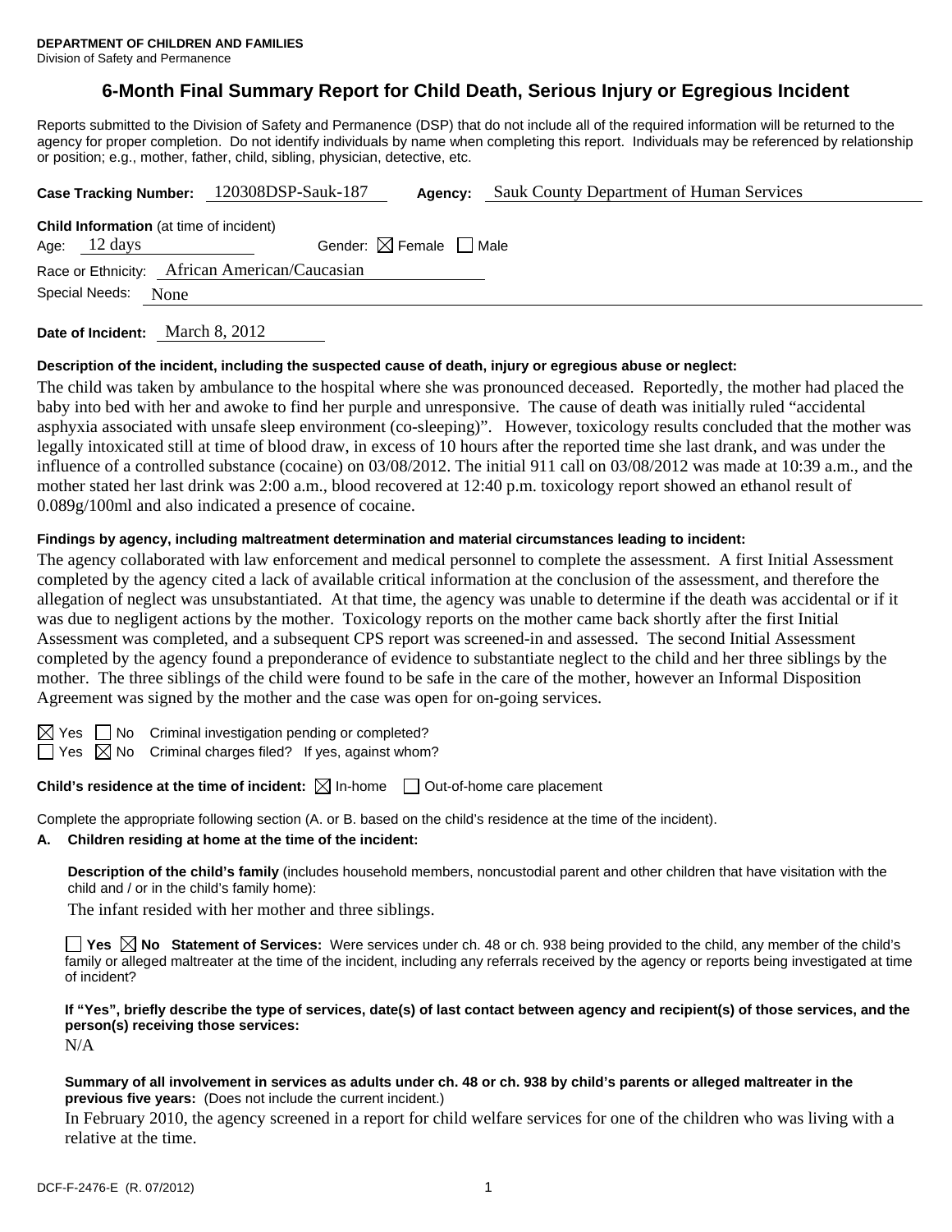**DEPARTMENT OF CHILDREN AND FAMILIES**
Division of Safety and Permanence

# 6-Month Final Summary Report for Child Death, Serious Injury or Egregious Incident

Reports submitted to the Division of Safety and Permanence (DSP) that do not include all of the required information will be returned to the agency for proper completion. Do not identify individuals by name when completing this report. Individuals may be referenced by relationship or position; e.g., mother, father, child, sibling, physician, detective, etc.

**Case Tracking Number:** 120308DSP-Sauk-187 **Agency:** Sauk County Department of Human Services

**Child Information** (at time of incident)
Age: 12 days Gender: ☒ Female ☐ Male
Race or Ethnicity: African American/Caucasian
Special Needs: None

**Date of Incident:** March 8, 2012

**Description of the incident, including the suspected cause of death, injury or egregious abuse or neglect:**

The child was taken by ambulance to the hospital where she was pronounced deceased. Reportedly, the mother had placed the baby into bed with her and awoke to find her purple and unresponsive. The cause of death was initially ruled "accidental asphyxia associated with unsafe sleep environment (co-sleeping)". However, toxicology results concluded that the mother was legally intoxicated still at time of blood draw, in excess of 10 hours after the reported time she last drank, and was under the influence of a controlled substance (cocaine) on 03/08/2012. The initial 911 call on 03/08/2012 was made at 10:39 a.m., and the mother stated her last drink was 2:00 a.m., blood recovered at 12:40 p.m. toxicology report showed an ethanol result of 0.089g/100ml and also indicated a presence of cocaine.

**Findings by agency, including maltreatment determination and material circumstances leading to incident:**

The agency collaborated with law enforcement and medical personnel to complete the assessment. A first Initial Assessment completed by the agency cited a lack of available critical information at the conclusion of the assessment, and therefore the allegation of neglect was unsubstantiated. At that time, the agency was unable to determine if the death was accidental or if it was due to negligent actions by the mother. Toxicology reports on the mother came back shortly after the first Initial Assessment was completed, and a subsequent CPS report was screened-in and assessed. The second Initial Assessment completed by the agency found a preponderance of evidence to substantiate neglect to the child and her three siblings by the mother. The three siblings of the child were found to be safe in the care of the mother, however an Informal Disposition Agreement was signed by the mother and the case was open for on-going services.

☒ Yes ☐ No Criminal investigation pending or completed?
☐ Yes ☒ No Criminal charges filed? If yes, against whom?

**Child's residence at the time of incident:** ☒ In-home ☐ Out-of-home care placement

Complete the appropriate following section (A. or B. based on the child's residence at the time of the incident).

**A. Children residing at home at the time of the incident:**

**Description of the child's family** (includes household members, noncustodial parent and other children that have visitation with the child and / or in the child's family home):

The infant resided with her mother and three siblings.

☐ **Yes** ☒ **No Statement of Services:** Were services under ch. 48 or ch. 938 being provided to the child, any member of the child's family or alleged maltreater at the time of the incident, including any referrals received by the agency or reports being investigated at time of incident?

**If "Yes", briefly describe the type of services, date(s) of last contact between agency and recipient(s) of those services, and the person(s) receiving those services:**

N/A

**Summary of all involvement in services as adults under ch. 48 or ch. 938 by child's parents or alleged maltreater in the previous five years:** (Does not include the current incident.)

In February 2010, the agency screened in a report for child welfare services for one of the children who was living with a relative at the time.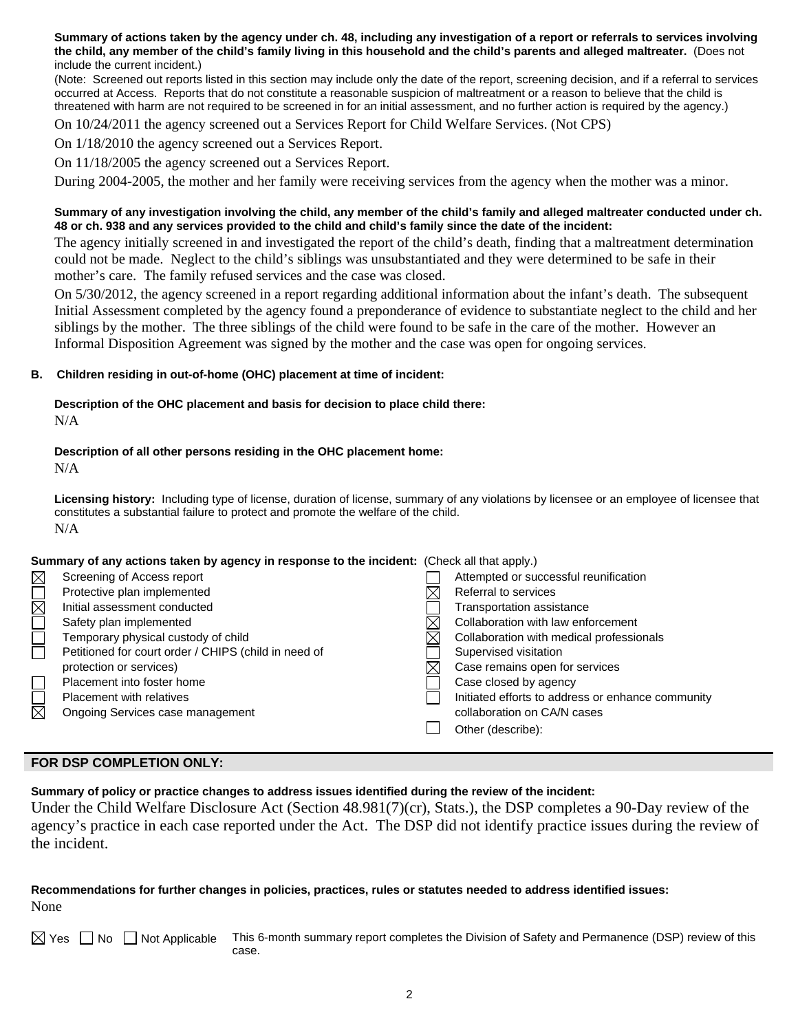**Summary of actions taken by the agency under ch. 48, including any investigation of a report or referrals to services involving the child, any member of the child's family living in this household and the child's parents and alleged maltreater.** (Does not include the current incident.)

(Note: Screened out reports listed in this section may include only the date of the report, screening decision, and if a referral to services occurred at Access. Reports that do not constitute a reasonable suspicion of maltreatment or a reason to believe that the child is threatened with harm are not required to be screened in for an initial assessment, and no further action is required by the agency.)

On 10/24/2011 the agency screened out a Services Report for Child Welfare Services. (Not CPS)

On 1/18/2010 the agency screened out a Services Report.

On 11/18/2005 the agency screened out a Services Report.

During 2004-2005, the mother and her family were receiving services from the agency when the mother was a minor.

**Summary of any investigation involving the child, any member of the child's family and alleged maltreater conducted under ch. 48 or ch. 938 and any services provided to the child and child's family since the date of the incident:**

The agency initially screened in and investigated the report of the child's death, finding that a maltreatment determination could not be made. Neglect to the child's siblings was unsubstantiated and they were determined to be safe in their mother's care. The family refused services and the case was closed.

On 5/30/2012, the agency screened in a report regarding additional information about the infant's death. The subsequent Initial Assessment completed by the agency found a preponderance of evidence to substantiate neglect to the child and her siblings by the mother. The three siblings of the child were found to be safe in the care of the mother. However an Informal Disposition Agreement was signed by the mother and the case was open for ongoing services.

**B. Children residing in out-of-home (OHC) placement at time of incident:**

**Description of the OHC placement and basis for decision to place child there:**

N/A

**Description of all other persons residing in the OHC placement home:**

N/A

**Licensing history:** Including type of license, duration of license, summary of any violations by licensee or an employee of licensee that constitutes a substantial failure to protect and promote the welfare of the child.

N/A

**Summary of any actions taken by agency in response to the incident:** (Check all that apply.)

- [x] Screening of Access report
- [ ] Protective plan implemented
- [x] Initial assessment conducted
- [ ] Safety plan implemented
- [ ] Temporary physical custody of child
- [ ] Petitioned for court order / CHIPS (child in need of protection or services)
- [ ] Placement into foster home
- [ ] Placement with relatives
- [x] Ongoing Services case management
- [ ] Attempted or successful reunification
- [x] Referral to services
- [ ] Transportation assistance
- [x] Collaboration with law enforcement
- [x] Collaboration with medical professionals
- [ ] Supervised visitation
- [x] Case remains open for services
- [ ] Case closed by agency
- [ ] Initiated efforts to address or enhance community collaboration on CA/N cases
- [ ] Other (describe):

## FOR DSP COMPLETION ONLY:

**Summary of policy or practice changes to address issues identified during the review of the incident:**

Under the Child Welfare Disclosure Act (Section 48.981(7)(cr), Stats.), the DSP completes a 90-Day review of the agency's practice in each case reported under the Act. The DSP did not identify practice issues during the review of the incident.

**Recommendations for further changes in policies, practices, rules or statutes needed to address identified issues:**

None

- [x] Yes
- [ ] No
- [ ] Not Applicable

This 6-month summary report completes the Division of Safety and Permanence (DSP) review of this case.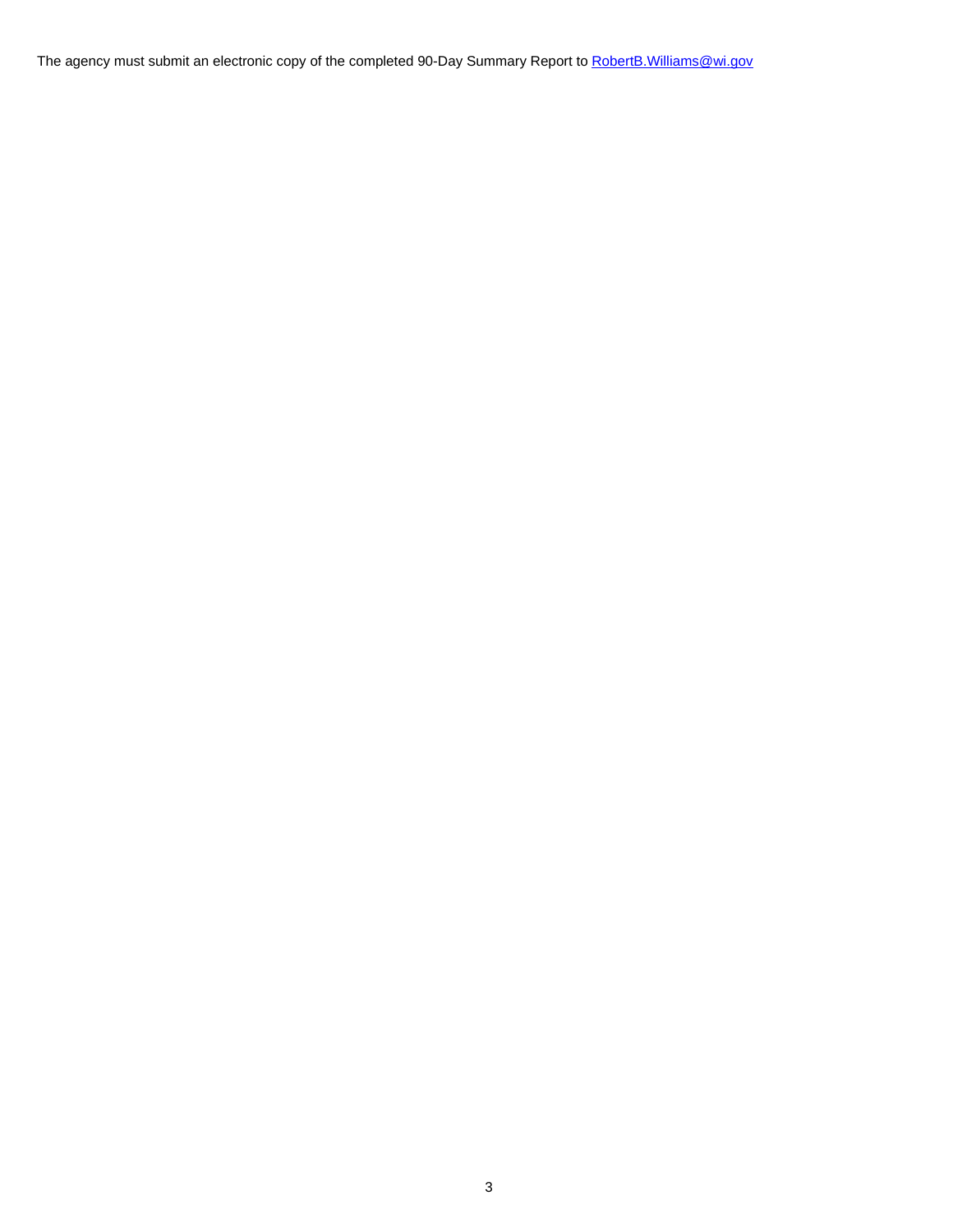The agency must submit an electronic copy of the completed 90-Day Summary Report to [RobertB.Williams@wi.gov](mailto:RobertB.Williams@wi.gov)